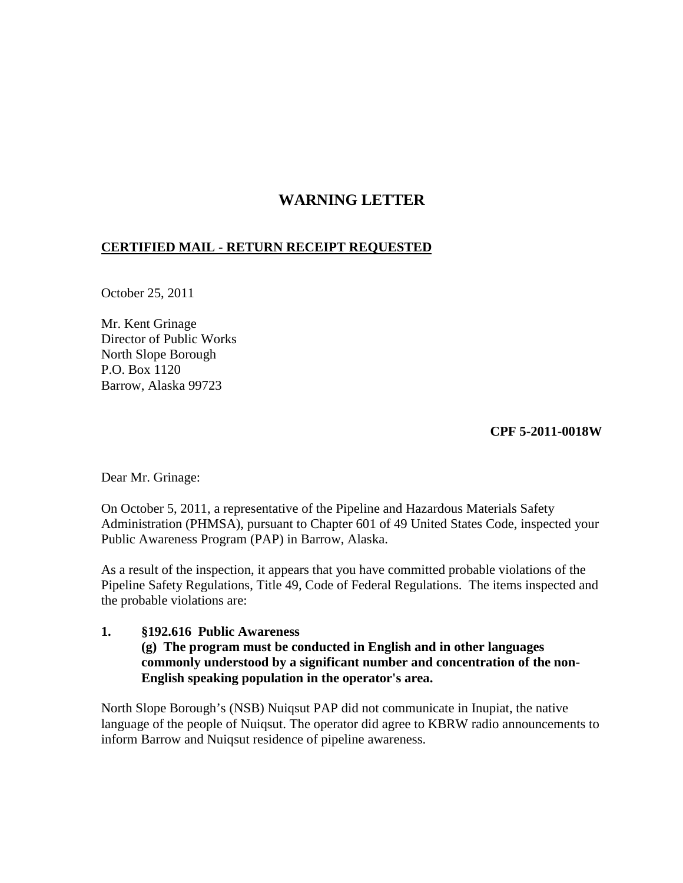# WARNING LETTER

**CERTIFIED MAIL - RETURN RECEIPT REQUESTED**

October 25, 2011

Mr. Kent Grinage
Director of Public Works
North Slope Borough
P.O. Box 1120
Barrow, Alaska 99723

**CPF 5-2011-0018W**

Dear Mr. Grinage:

On October 5, 2011, a representative of the Pipeline and Hazardous Materials Safety Administration (PHMSA), pursuant to Chapter 601 of 49 United States Code, inspected your Public Awareness Program (PAP) in Barrow, Alaska.

As a result of the inspection, it appears that you have committed probable violations of the Pipeline Safety Regulations, Title 49, Code of Federal Regulations. The items inspected and the probable violations are:

**1. §192.616 Public Awareness**
**(g) The program must be conducted in English and in other languages commonly understood by a significant number and concentration of the non-English speaking population in the operator's area.**

North Slope Borough's (NSB) Nuiqsut PAP did not communicate in Inupiat, the native language of the people of Nuiqsut. The operator did agree to KBRW radio announcements to inform Barrow and Nuiqsut residence of pipeline awareness.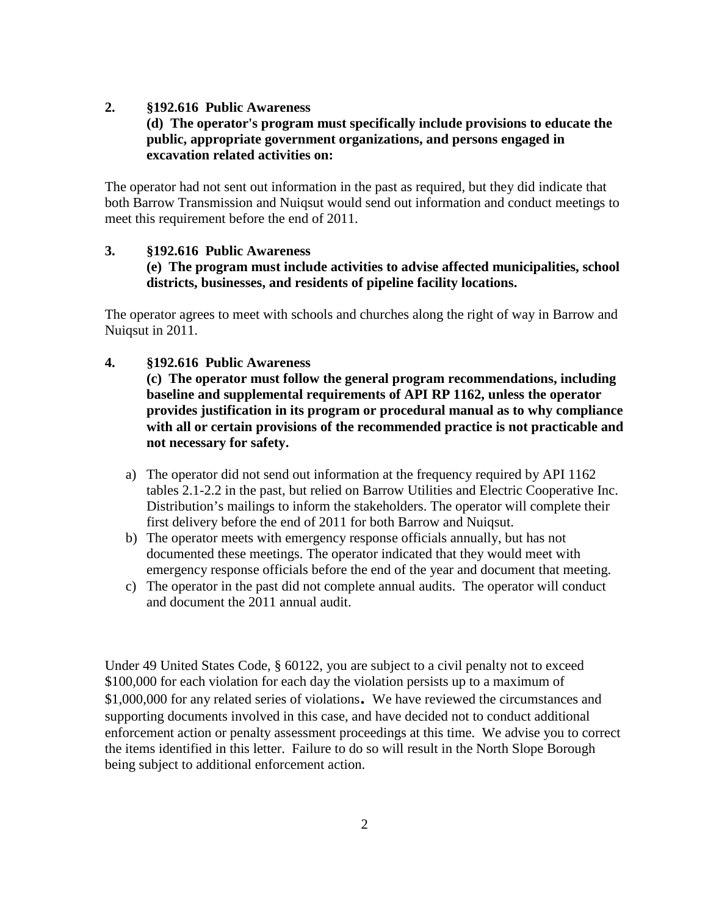**2. §192.616 Public Awareness**
**(d) The operator's program must specifically include provisions to educate the public, appropriate government organizations, and persons engaged in excavation related activities on:**

The operator had not sent out information in the past as required, but they did indicate that both Barrow Transmission and Nuiqsut would send out information and conduct meetings to meet this requirement before the end of 2011.

**3. §192.616 Public Awareness**
**(e) The program must include activities to advise affected municipalities, school districts, businesses, and residents of pipeline facility locations.**

The operator agrees to meet with schools and churches along the right of way in Barrow and Nuiqsut in 2011.

**4. §192.616 Public Awareness**
**(c) The operator must follow the general program recommendations, including baseline and supplemental requirements of API RP 1162, unless the operator provides justification in its program or procedural manual as to why compliance with all or certain provisions of the recommended practice is not practicable and not necessary for safety.**

a) The operator did not send out information at the frequency required by API 1162 tables 2.1-2.2 in the past, but relied on Barrow Utilities and Electric Cooperative Inc. Distribution's mailings to inform the stakeholders. The operator will complete their first delivery before the end of 2011 for both Barrow and Nuiqsut.
b) The operator meets with emergency response officials annually, but has not documented these meetings. The operator indicated that they would meet with emergency response officials before the end of the year and document that meeting.
c) The operator in the past did not complete annual audits. The operator will conduct and document the 2011 annual audit.

Under 49 United States Code, § 60122, you are subject to a civil penalty not to exceed $100,000 for each violation for each day the violation persists up to a maximum of $1,000,000 for any related series of violations. We have reviewed the circumstances and supporting documents involved in this case, and have decided not to conduct additional enforcement action or penalty assessment proceedings at this time. We advise you to correct the items identified in this letter. Failure to do so will result in the North Slope Borough being subject to additional enforcement action.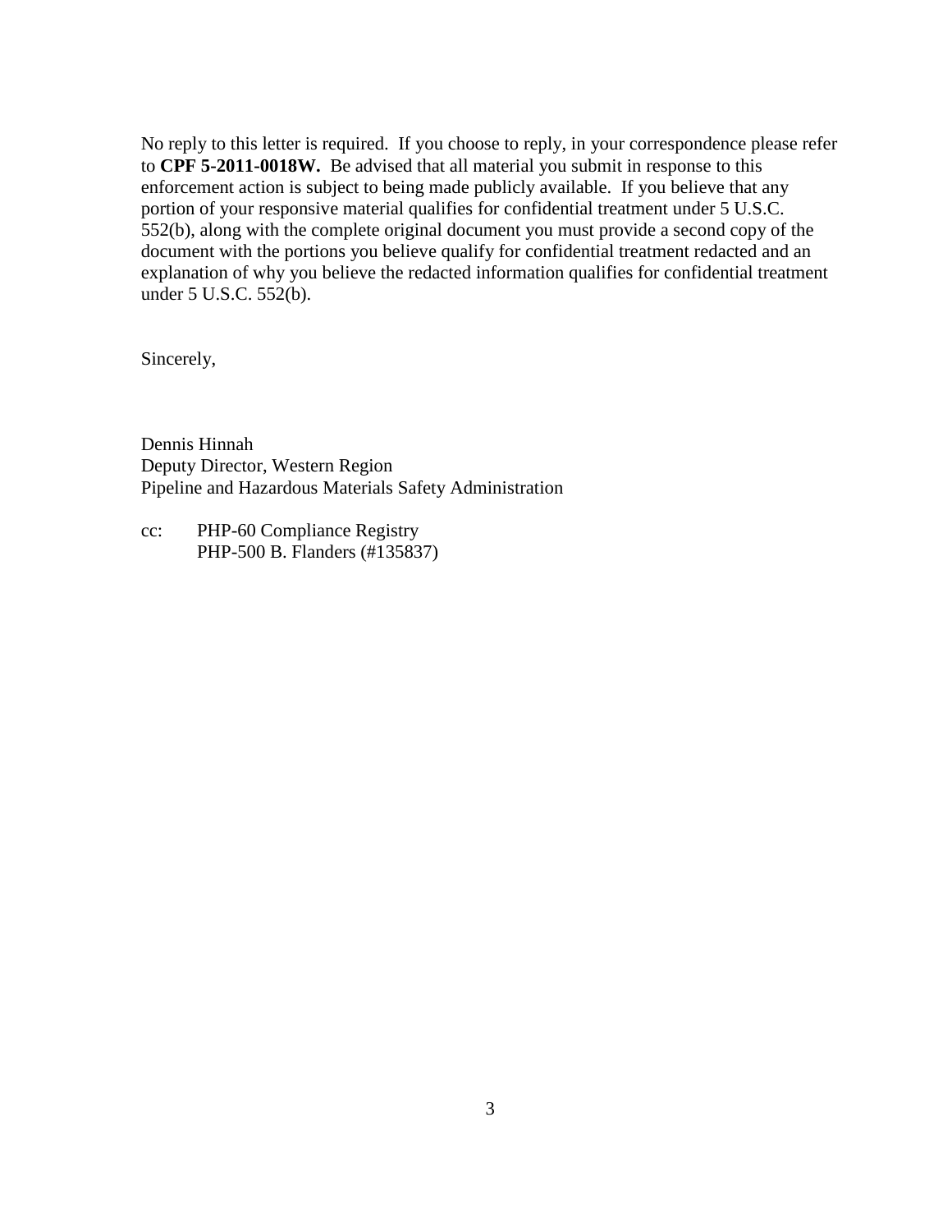No reply to this letter is required. If you choose to reply, in your correspondence please refer to **CPF 5-2011-0018W.** Be advised that all material you submit in response to this enforcement action is subject to being made publicly available. If you believe that any portion of your responsive material qualifies for confidential treatment under 5 U.S.C. 552(b), along with the complete original document you must provide a second copy of the document with the portions you believe qualify for confidential treatment redacted and an explanation of why you believe the redacted information qualifies for confidential treatment under 5 U.S.C. 552(b).

Sincerely,

Dennis Hinnah
Deputy Director, Western Region
Pipeline and Hazardous Materials Safety Administration

cc: PHP-60 Compliance Registry
PHP-500 B. Flanders (#135837)